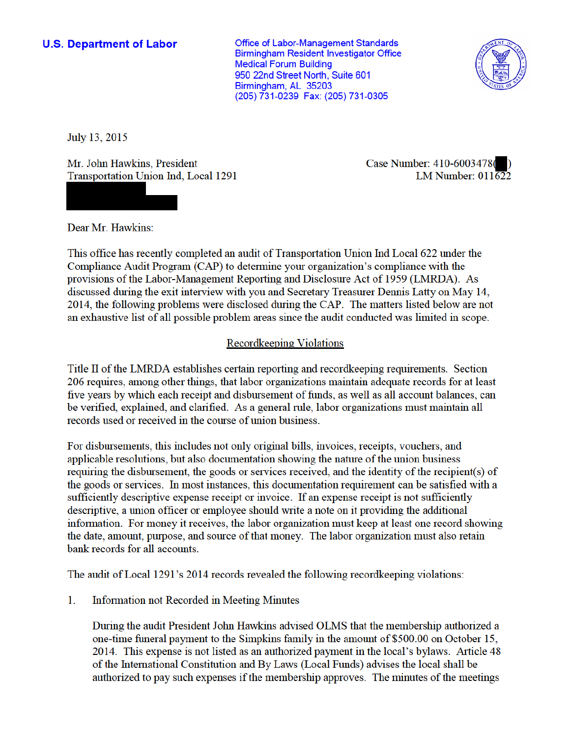**U.S. Department of Labor**

Office of Labor-Management Standards
Birmingham Resident Investigator Office
Medical Forum Building
950 22nd Street North, Suite 601
Birmingham, AL 35203
(205) 731-0239 Fax: (205) 731-0305

July 13, 2015

Mr. John Hawkins, President
Transportation Union Ind, Local 1291

Case Number: 410-6003478( )
LM Number: 011622

Dear Mr. Hawkins:

This office has recently completed an audit of Transportation Union Ind Local 622 under the Compliance Audit Program (CAP) to determine your organization's compliance with the provisions of the Labor-Management Reporting and Disclosure Act of 1959 (LMRDA). As discussed during the exit interview with you and Secretary Treasurer Dennis Latty on May 14, 2014, the following problems were disclosed during the CAP. The matters listed below are not an exhaustive list of all possible problem areas since the audit conducted was limited in scope.

## Recordkeeping Violations

Title II of the LMRDA establishes certain reporting and recordkeeping requirements. Section 206 requires, among other things, that labor organizations maintain adequate records for at least five years by which each receipt and disbursement of funds, as well as all account balances, can be verified, explained, and clarified. As a general rule, labor organizations must maintain all records used or received in the course of union business.

For disbursements, this includes not only original bills, invoices, receipts, vouchers, and applicable resolutions, but also documentation showing the nature of the union business requiring the disbursement, the goods or services received, and the identity of the recipient(s) of the goods or services. In most instances, this documentation requirement can be satisfied with a sufficiently descriptive expense receipt or invoice. If an expense receipt is not sufficiently descriptive, a union officer or employee should write a note on it providing the additional information. For money it receives, the labor organization must keep at least one record showing the date, amount, purpose, and source of that money. The labor organization must also retain bank records for all accounts.

The audit of Local 1291's 2014 records revealed the following recordkeeping violations:

1. Information not Recorded in Meeting Minutes

   During the audit President John Hawkins advised OLMS that the membership authorized a one-time funeral payment to the Simpkins family in the amount of $500.00 on October 15, 2014. This expense is not listed as an authorized payment in the local's bylaws. Article 48 of the International Constitution and By Laws (Local Funds) advises the local shall be authorized to pay such expenses if the membership approves. The minutes of the meetings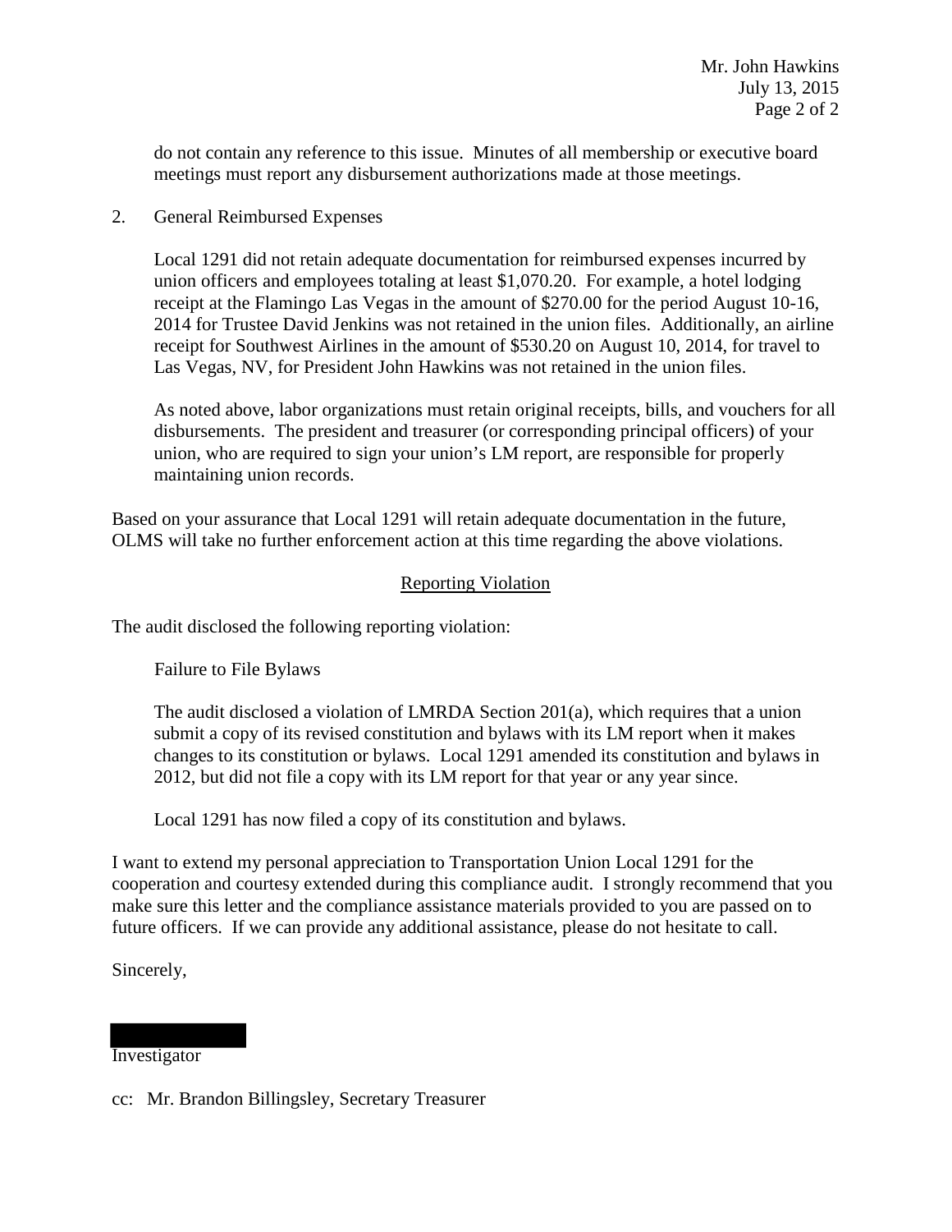do not contain any reference to this issue. Minutes of all membership or executive board meetings must report any disbursement authorizations made at those meetings.

2. General Reimbursed Expenses

   Local 1291 did not retain adequate documentation for reimbursed expenses incurred by union officers and employees totaling at least $1,070.20. For example, a hotel lodging receipt at the Flamingo Las Vegas in the amount of $270.00 for the period August 10-16, 2014 for Trustee David Jenkins was not retained in the union files. Additionally, an airline receipt for Southwest Airlines in the amount of $530.20 on August 10, 2014, for travel to Las Vegas, NV, for President John Hawkins was not retained in the union files.

   As noted above, labor organizations must retain original receipts, bills, and vouchers for all disbursements. The president and treasurer (or corresponding principal officers) of your union, who are required to sign your union's LM report, are responsible for properly maintaining union records.

Based on your assurance that Local 1291 will retain adequate documentation in the future, OLMS will take no further enforcement action at this time regarding the above violations.

## Reporting Violation

The audit disclosed the following reporting violation:

Failure to File Bylaws

The audit disclosed a violation of LMRDA Section 201(a), which requires that a union submit a copy of its revised constitution and bylaws with its LM report when it makes changes to its constitution or bylaws. Local 1291 amended its constitution and bylaws in 2012, but did not file a copy with its LM report for that year or any year since.

Local 1291 has now filed a copy of its constitution and bylaws.

I want to extend my personal appreciation to Transportation Union Local 1291 for the cooperation and courtesy extended during this compliance audit. I strongly recommend that you make sure this letter and the compliance assistance materials provided to you are passed on to future officers. If we can provide any additional assistance, please do not hesitate to call.

Sincerely,

Investigator

cc: Mr. Brandon Billingsley, Secretary Treasurer